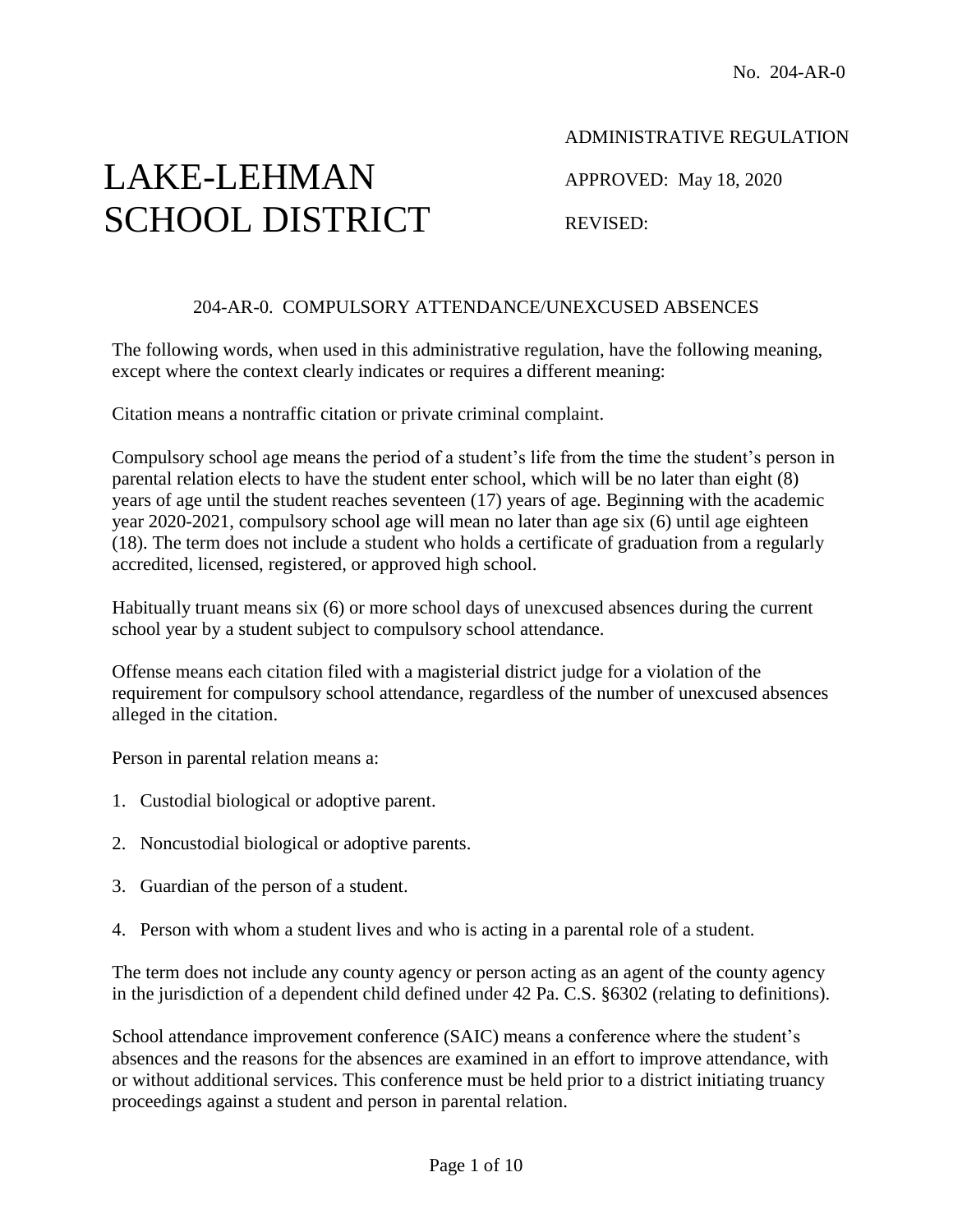No. 204-AR-0

# LAKE-LEHMAN SCHOOL DISTRICT

ADMINISTRATIVE REGULATION

APPROVED: May 18, 2020

REVISED:

## 204-AR-0. COMPULSORY ATTENDANCE/UNEXCUSED ABSENCES

The following words, when used in this administrative regulation, have the following meaning, except where the context clearly indicates or requires a different meaning:

Citation means a nontraffic citation or private criminal complaint.

Compulsory school age means the period of a student's life from the time the student's person in parental relation elects to have the student enter school, which will be no later than eight (8) years of age until the student reaches seventeen (17) years of age. Beginning with the academic year 2020-2021, compulsory school age will mean no later than age six (6) until age eighteen (18). The term does not include a student who holds a certificate of graduation from a regularly accredited, licensed, registered, or approved high school.

Habitually truant means six (6) or more school days of unexcused absences during the current school year by a student subject to compulsory school attendance.

Offense means each citation filed with a magisterial district judge for a violation of the requirement for compulsory school attendance, regardless of the number of unexcused absences alleged in the citation.

Person in parental relation means a:

1. Custodial biological or adoptive parent.
2. Noncustodial biological or adoptive parents.
3. Guardian of the person of a student.
4. Person with whom a student lives and who is acting in a parental role of a student.

The term does not include any county agency or person acting as an agent of the county agency in the jurisdiction of a dependent child defined under 42 Pa. C.S. §6302 (relating to definitions).

School attendance improvement conference (SAIC) means a conference where the student's absences and the reasons for the absences are examined in an effort to improve attendance, with or without additional services. This conference must be held prior to a district initiating truancy proceedings against a student and person in parental relation.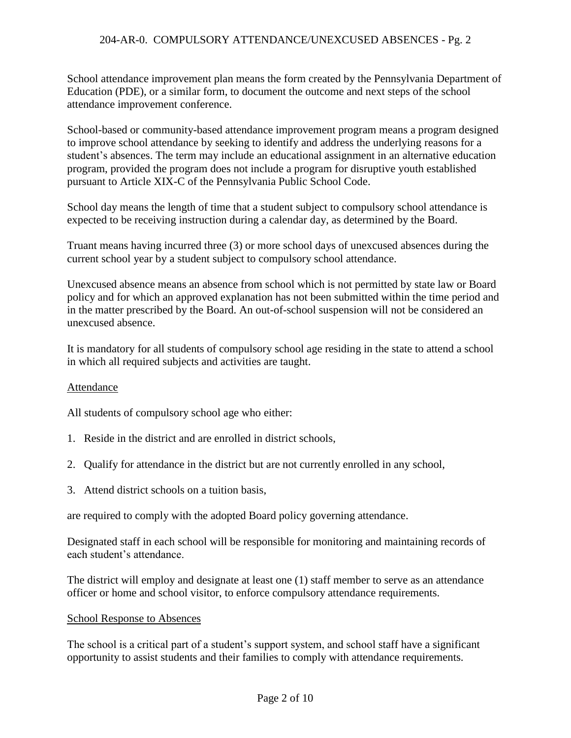School attendance improvement plan means the form created by the Pennsylvania Department of Education (PDE), or a similar form, to document the outcome and next steps of the school attendance improvement conference.

School-based or community-based attendance improvement program means a program designed to improve school attendance by seeking to identify and address the underlying reasons for a student's absences. The term may include an educational assignment in an alternative education program, provided the program does not include a program for disruptive youth established pursuant to Article XIX-C of the Pennsylvania Public School Code.

School day means the length of time that a student subject to compulsory school attendance is expected to be receiving instruction during a calendar day, as determined by the Board.

Truant means having incurred three (3) or more school days of unexcused absences during the current school year by a student subject to compulsory school attendance.

Unexcused absence means an absence from school which is not permitted by state law or Board policy and for which an approved explanation has not been submitted within the time period and in the matter prescribed by the Board. An out-of-school suspension will not be considered an unexcused absence.

It is mandatory for all students of compulsory school age residing in the state to attend a school in which all required subjects and activities are taught.

## Attendance

All students of compulsory school age who either:

1. Reside in the district and are enrolled in district schools,

2. Qualify for attendance in the district but are not currently enrolled in any school,

3. Attend district schools on a tuition basis,

are required to comply with the adopted Board policy governing attendance.

Designated staff in each school will be responsible for monitoring and maintaining records of each student's attendance.

The district will employ and designate at least one (1) staff member to serve as an attendance officer or home and school visitor, to enforce compulsory attendance requirements.

## School Response to Absences

The school is a critical part of a student's support system, and school staff have a significant opportunity to assist students and their families to comply with attendance requirements.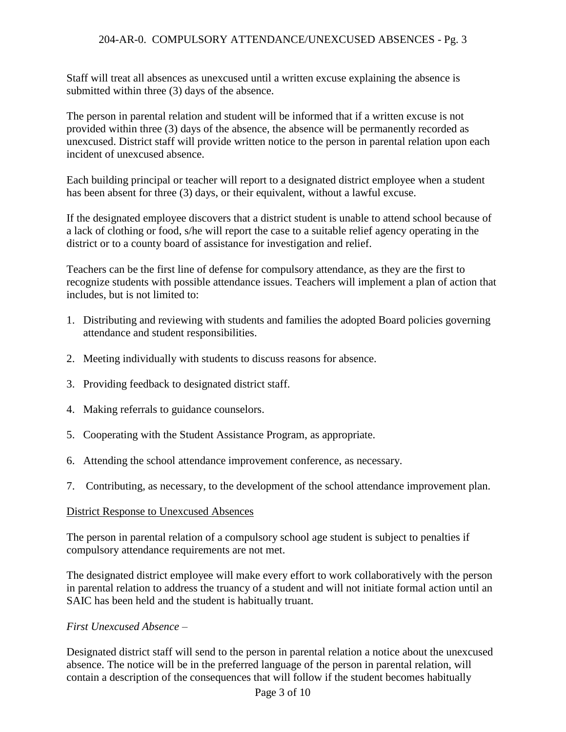Staff will treat all absences as unexcused until a written excuse explaining the absence is submitted within three (3) days of the absence.

The person in parental relation and student will be informed that if a written excuse is not provided within three (3) days of the absence, the absence will be permanently recorded as unexcused. District staff will provide written notice to the person in parental relation upon each incident of unexcused absence.

Each building principal or teacher will report to a designated district employee when a student has been absent for three (3) days, or their equivalent, without a lawful excuse.

If the designated employee discovers that a district student is unable to attend school because of a lack of clothing or food, s/he will report the case to a suitable relief agency operating in the district or to a county board of assistance for investigation and relief.

Teachers can be the first line of defense for compulsory attendance, as they are the first to recognize students with possible attendance issues. Teachers will implement a plan of action that includes, but is not limited to:

1. Distributing and reviewing with students and families the adopted Board policies governing attendance and student responsibilities.
2. Meeting individually with students to discuss reasons for absence.
3. Providing feedback to designated district staff.
4. Making referrals to guidance counselors.
5. Cooperating with the Student Assistance Program, as appropriate.
6. Attending the school attendance improvement conference, as necessary.
7. Contributing, as necessary, to the development of the school attendance improvement plan.

<u>District Response to Unexcused Absences</u>

The person in parental relation of a compulsory school age student is subject to penalties if compulsory attendance requirements are not met.

The designated district employee will make every effort to work collaboratively with the person in parental relation to address the truancy of a student and will not initiate formal action until an SAIC has been held and the student is habitually truant.

*First Unexcused Absence* –

Designated district staff will send to the person in parental relation a notice about the unexcused absence. The notice will be in the preferred language of the person in parental relation, will contain a description of the consequences that will follow if the student becomes habitually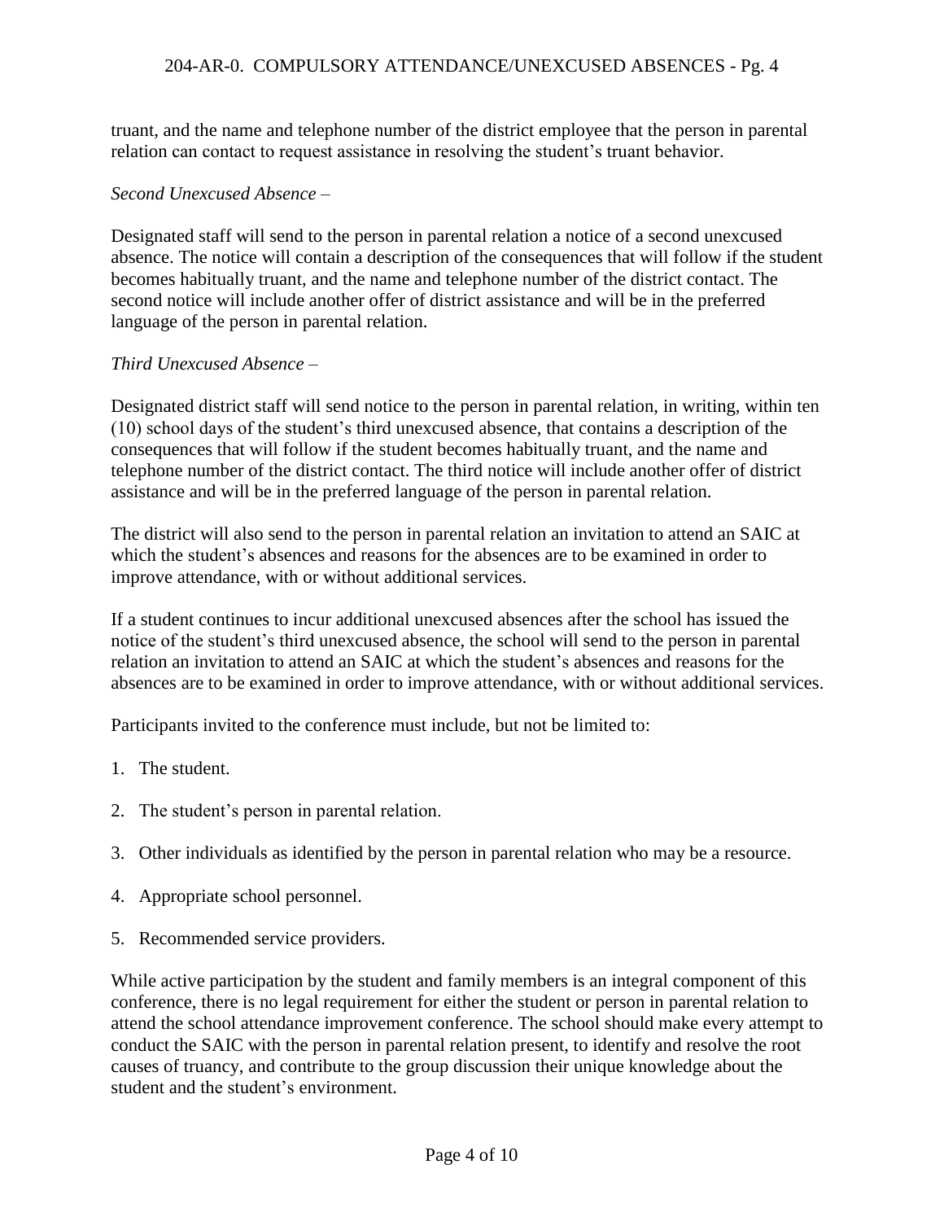truant, and the name and telephone number of the district employee that the person in parental relation can contact to request assistance in resolving the student's truant behavior.

*Second Unexcused Absence –*

Designated staff will send to the person in parental relation a notice of a second unexcused absence. The notice will contain a description of the consequences that will follow if the student becomes habitually truant, and the name and telephone number of the district contact. The second notice will include another offer of district assistance and will be in the preferred language of the person in parental relation.

*Third Unexcused Absence –*

Designated district staff will send notice to the person in parental relation, in writing, within ten (10) school days of the student's third unexcused absence, that contains a description of the consequences that will follow if the student becomes habitually truant, and the name and telephone number of the district contact. The third notice will include another offer of district assistance and will be in the preferred language of the person in parental relation.

The district will also send to the person in parental relation an invitation to attend an SAIC at which the student's absences and reasons for the absences are to be examined in order to improve attendance, with or without additional services.

If a student continues to incur additional unexcused absences after the school has issued the notice of the student's third unexcused absence, the school will send to the person in parental relation an invitation to attend an SAIC at which the student's absences and reasons for the absences are to be examined in order to improve attendance, with or without additional services.

Participants invited to the conference must include, but not be limited to:

1. The student.
2. The student's person in parental relation.
3. Other individuals as identified by the person in parental relation who may be a resource.
4. Appropriate school personnel.
5. Recommended service providers.

While active participation by the student and family members is an integral component of this conference, there is no legal requirement for either the student or person in parental relation to attend the school attendance improvement conference. The school should make every attempt to conduct the SAIC with the person in parental relation present, to identify and resolve the root causes of truancy, and contribute to the group discussion their unique knowledge about the student and the student's environment.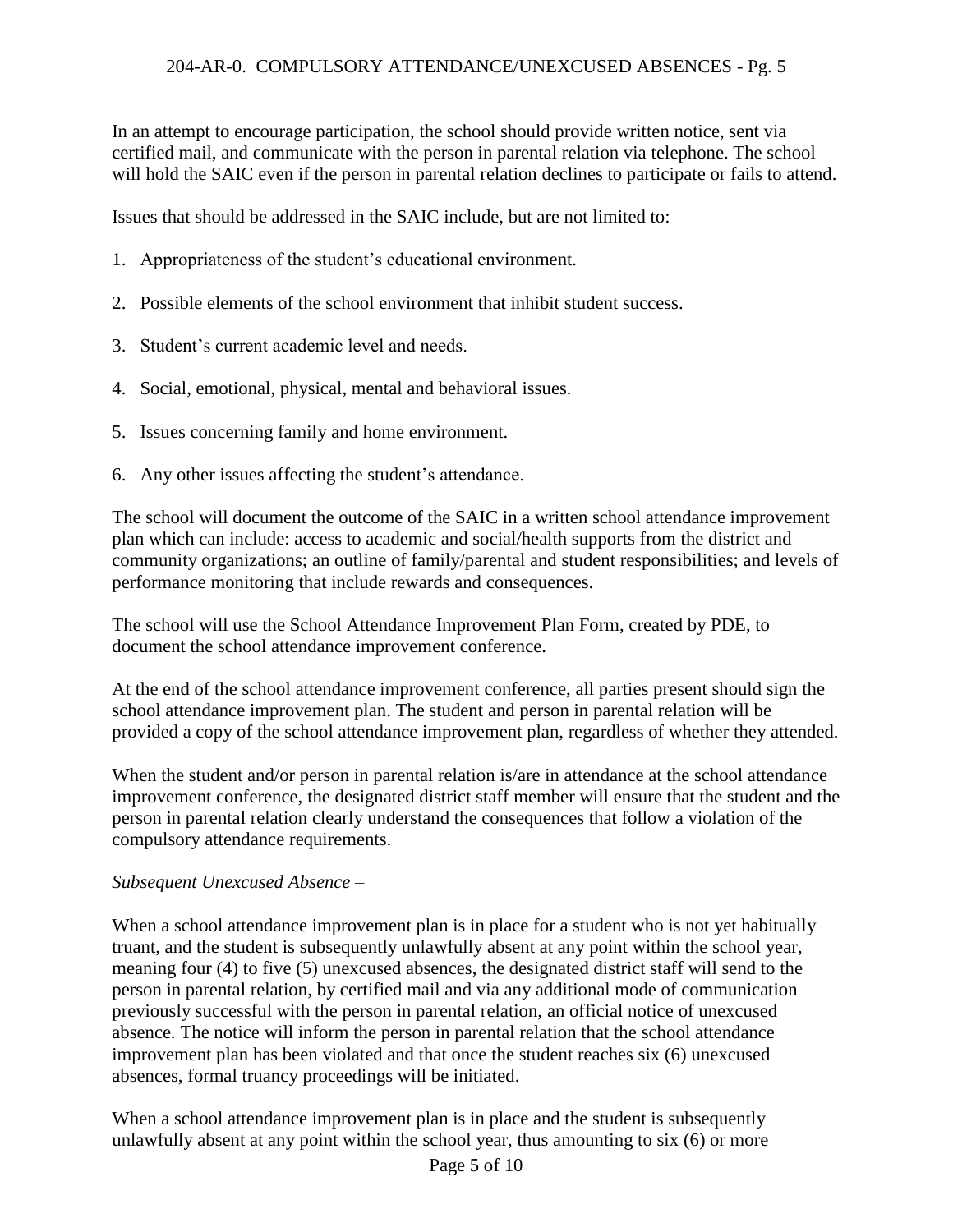In an attempt to encourage participation, the school should provide written notice, sent via certified mail, and communicate with the person in parental relation via telephone. The school will hold the SAIC even if the person in parental relation declines to participate or fails to attend.

Issues that should be addressed in the SAIC include, but are not limited to:

1. Appropriateness of the student's educational environment.
2. Possible elements of the school environment that inhibit student success.
3. Student's current academic level and needs.
4. Social, emotional, physical, mental and behavioral issues.
5. Issues concerning family and home environment.
6. Any other issues affecting the student's attendance.

The school will document the outcome of the SAIC in a written school attendance improvement plan which can include: access to academic and social/health supports from the district and community organizations; an outline of family/parental and student responsibilities; and levels of performance monitoring that include rewards and consequences.

The school will use the School Attendance Improvement Plan Form, created by PDE, to document the school attendance improvement conference.

At the end of the school attendance improvement conference, all parties present should sign the school attendance improvement plan. The student and person in parental relation will be provided a copy of the school attendance improvement plan, regardless of whether they attended.

When the student and/or person in parental relation is/are in attendance at the school attendance improvement conference, the designated district staff member will ensure that the student and the person in parental relation clearly understand the consequences that follow a violation of the compulsory attendance requirements.

*Subsequent Unexcused Absence* –

When a school attendance improvement plan is in place for a student who is not yet habitually truant, and the student is subsequently unlawfully absent at any point within the school year, meaning four (4) to five (5) unexcused absences, the designated district staff will send to the person in parental relation, by certified mail and via any additional mode of communication previously successful with the person in parental relation, an official notice of unexcused absence. The notice will inform the person in parental relation that the school attendance improvement plan has been violated and that once the student reaches six (6) unexcused absences, formal truancy proceedings will be initiated.

When a school attendance improvement plan is in place and the student is subsequently unlawfully absent at any point within the school year, thus amounting to six (6) or more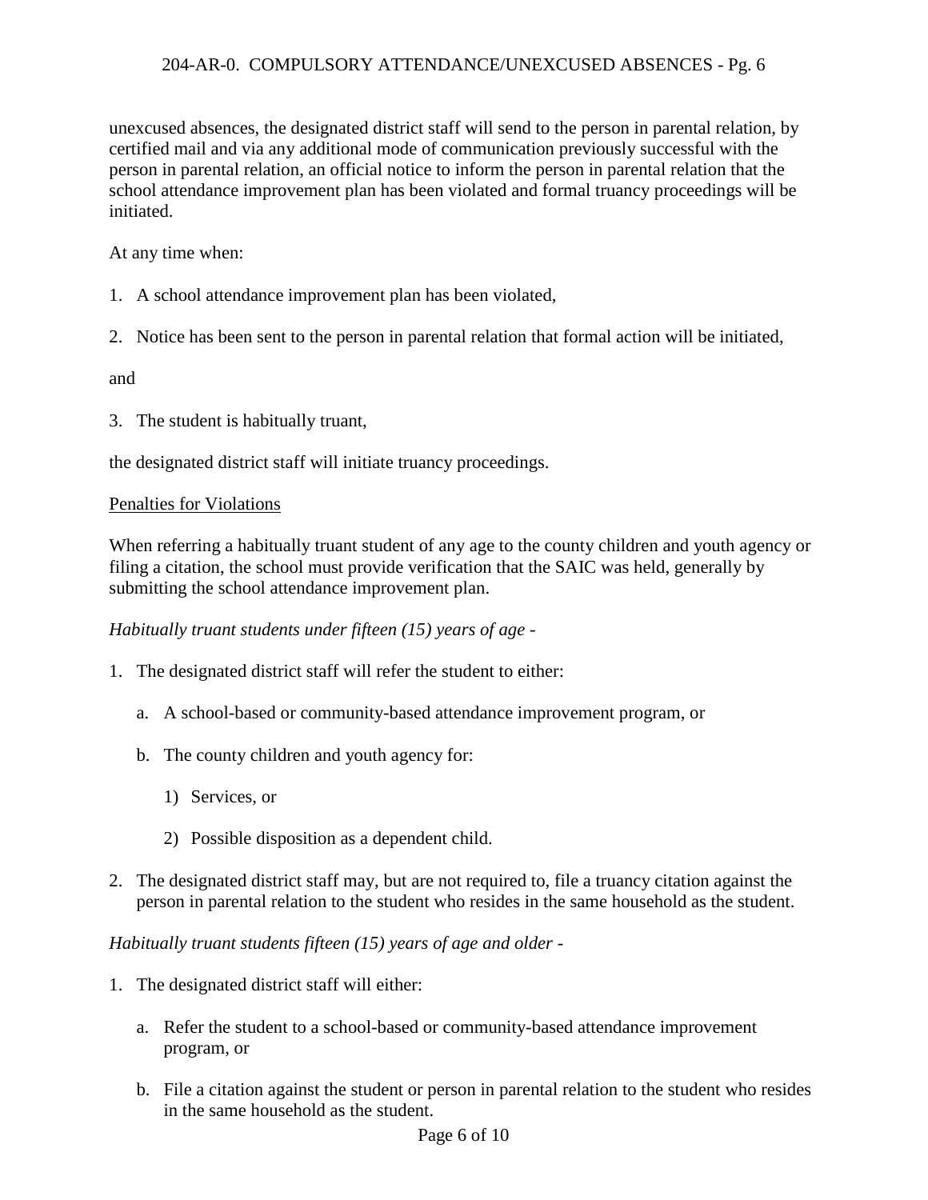unexcused absences, the designated district staff will send to the person in parental relation, by certified mail and via any additional mode of communication previously successful with the person in parental relation, an official notice to inform the person in parental relation that the school attendance improvement plan has been violated and formal truancy proceedings will be initiated.

At any time when:

1. A school attendance improvement plan has been violated,

2. Notice has been sent to the person in parental relation that formal action will be initiated,

and

3. The student is habitually truant,

the designated district staff will initiate truancy proceedings.

<u>Penalties for Violations</u>

When referring a habitually truant student of any age to the county children and youth agency or filing a citation, the school must provide verification that the SAIC was held, generally by submitting the school attendance improvement plan.

*Habitually truant students under fifteen (15) years of age -*

1. The designated district staff will refer the student to either:

   a. A school-based or community-based attendance improvement program, or

   b. The county children and youth agency for:

      1) Services, or

      2) Possible disposition as a dependent child.

2. The designated district staff may, but are not required to, file a truancy citation against the person in parental relation to the student who resides in the same household as the student.

*Habitually truant students fifteen (15) years of age and older -*

1. The designated district staff will either:

   a. Refer the student to a school-based or community-based attendance improvement program, or

   b. File a citation against the student or person in parental relation to the student who resides in the same household as the student.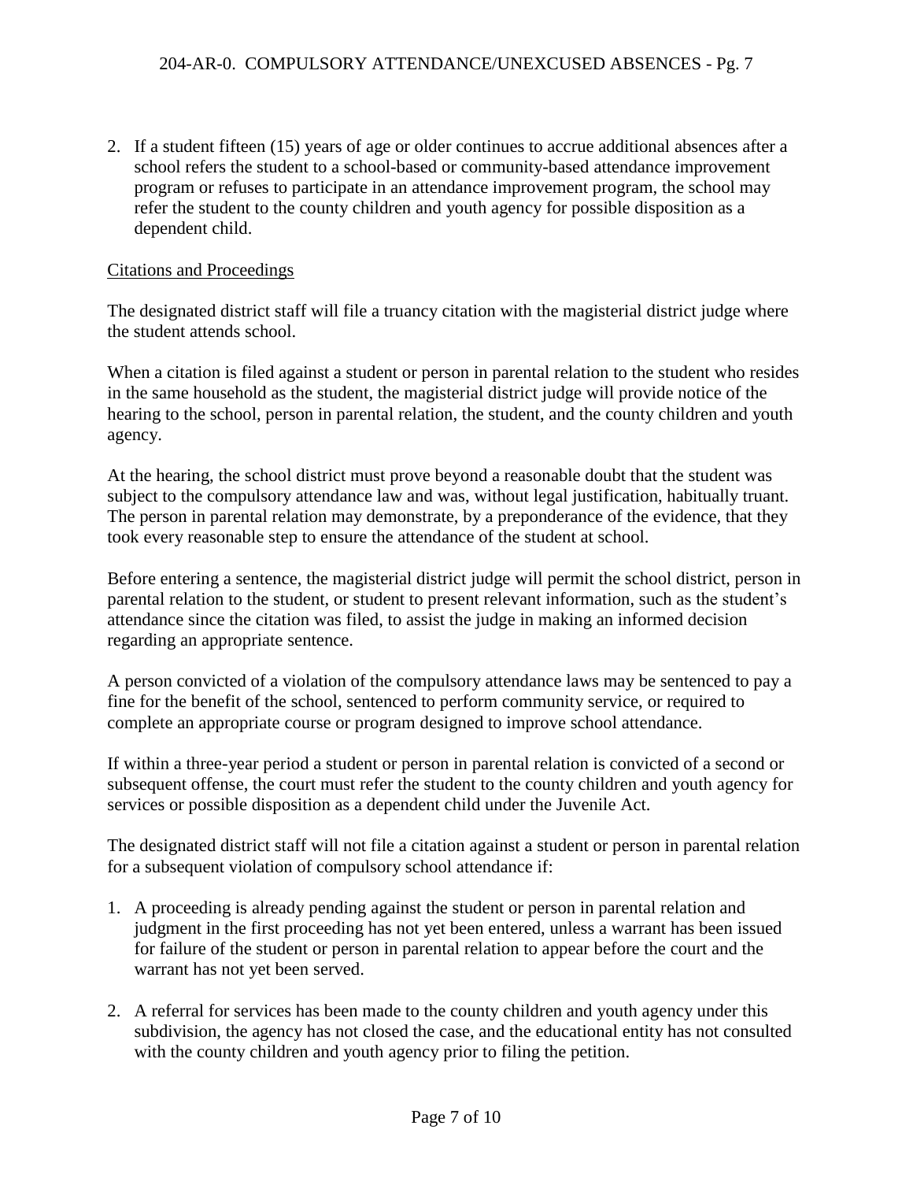2. If a student fifteen (15) years of age or older continues to accrue additional absences after a school refers the student to a school-based or community-based attendance improvement program or refuses to participate in an attendance improvement program, the school may refer the student to the county children and youth agency for possible disposition as a dependent child.

<u>Citations and Proceedings</u>

The designated district staff will file a truancy citation with the magisterial district judge where the student attends school.

When a citation is filed against a student or person in parental relation to the student who resides in the same household as the student, the magisterial district judge will provide notice of the hearing to the school, person in parental relation, the student, and the county children and youth agency.

At the hearing, the school district must prove beyond a reasonable doubt that the student was subject to the compulsory attendance law and was, without legal justification, habitually truant. The person in parental relation may demonstrate, by a preponderance of the evidence, that they took every reasonable step to ensure the attendance of the student at school.

Before entering a sentence, the magisterial district judge will permit the school district, person in parental relation to the student, or student to present relevant information, such as the student's attendance since the citation was filed, to assist the judge in making an informed decision regarding an appropriate sentence.

A person convicted of a violation of the compulsory attendance laws may be sentenced to pay a fine for the benefit of the school, sentenced to perform community service, or required to complete an appropriate course or program designed to improve school attendance.

If within a three-year period a student or person in parental relation is convicted of a second or subsequent offense, the court must refer the student to the county children and youth agency for services or possible disposition as a dependent child under the Juvenile Act.

The designated district staff will not file a citation against a student or person in parental relation for a subsequent violation of compulsory school attendance if:

1. A proceeding is already pending against the student or person in parental relation and judgment in the first proceeding has not yet been entered, unless a warrant has been issued for failure of the student or person in parental relation to appear before the court and the warrant has not yet been served.

2. A referral for services has been made to the county children and youth agency under this subdivision, the agency has not closed the case, and the educational entity has not consulted with the county children and youth agency prior to filing the petition.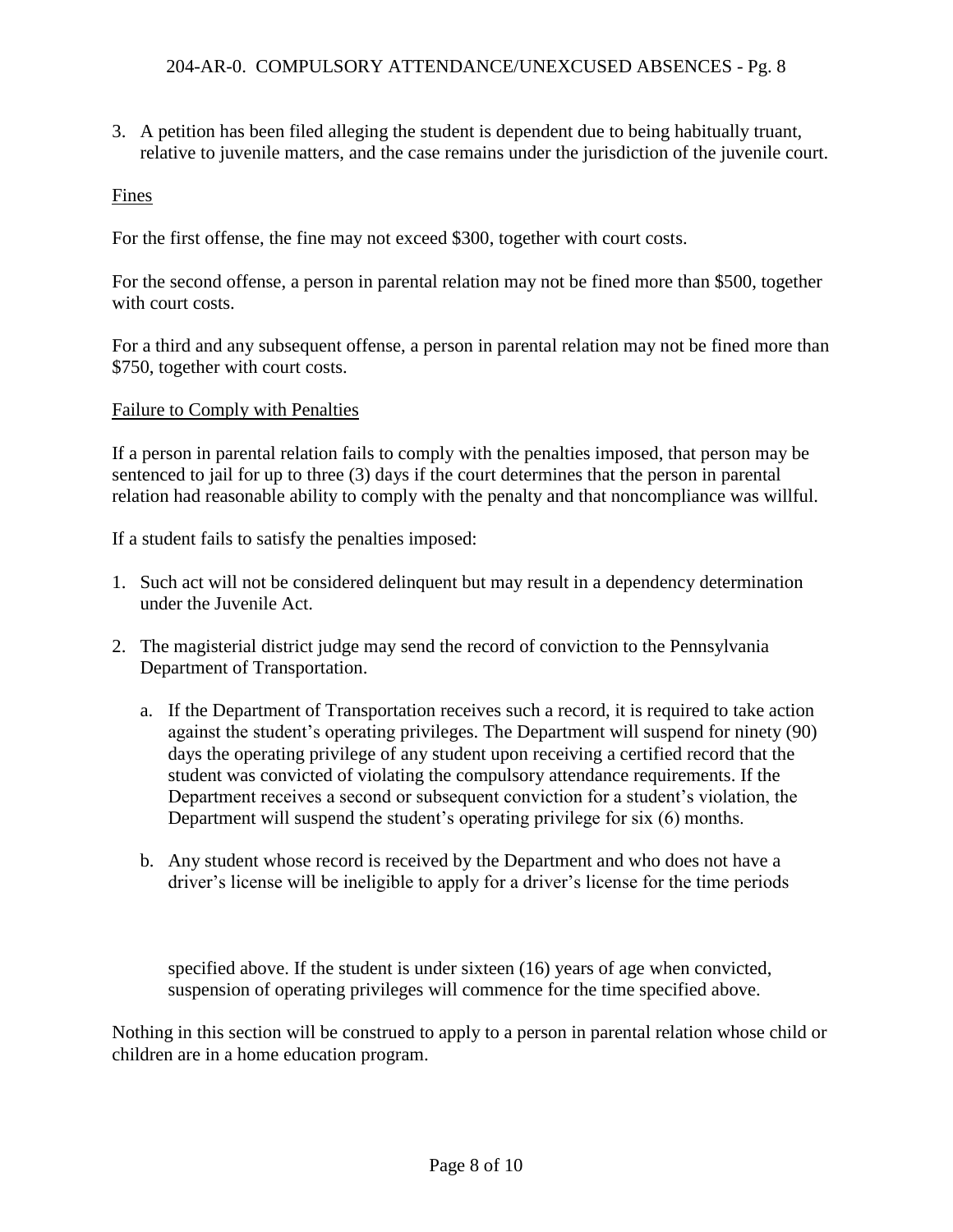3. A petition has been filed alleging the student is dependent due to being habitually truant, relative to juvenile matters, and the case remains under the jurisdiction of the juvenile court.

Fines

For the first offense, the fine may not exceed $300, together with court costs.

For the second offense, a person in parental relation may not be fined more than $500, together with court costs.

For a third and any subsequent offense, a person in parental relation may not be fined more than $750, together with court costs.

Failure to Comply with Penalties

If a person in parental relation fails to comply with the penalties imposed, that person may be sentenced to jail for up to three (3) days if the court determines that the person in parental relation had reasonable ability to comply with the penalty and that noncompliance was willful.

If a student fails to satisfy the penalties imposed:

1. Such act will not be considered delinquent but may result in a dependency determination under the Juvenile Act.

2. The magisterial district judge may send the record of conviction to the Pennsylvania Department of Transportation.

   a. If the Department of Transportation receives such a record, it is required to take action against the student's operating privileges. The Department will suspend for ninety (90) days the operating privilege of any student upon receiving a certified record that the student was convicted of violating the compulsory attendance requirements. If the Department receives a second or subsequent conviction for a student's violation, the Department will suspend the student's operating privilege for six (6) months.

   b. Any student whose record is received by the Department and who does not have a driver's license will be ineligible to apply for a driver's license for the time periods specified above. If the student is under sixteen (16) years of age when convicted, suspension of operating privileges will commence for the time specified above.

Nothing in this section will be construed to apply to a person in parental relation whose child or children are in a home education program.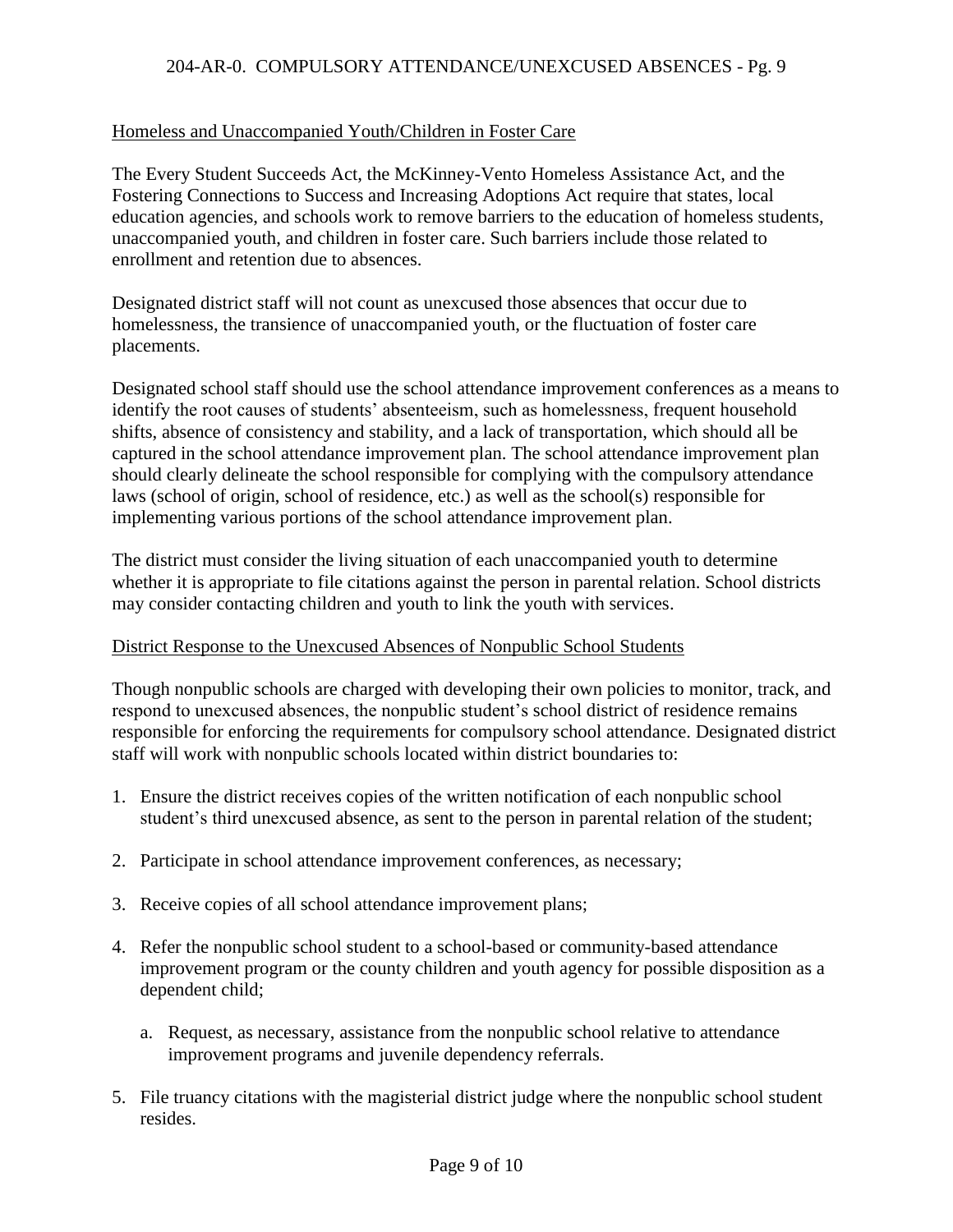## Homeless and Unaccompanied Youth/Children in Foster Care

The Every Student Succeeds Act, the McKinney-Vento Homeless Assistance Act, and the Fostering Connections to Success and Increasing Adoptions Act require that states, local education agencies, and schools work to remove barriers to the education of homeless students, unaccompanied youth, and children in foster care. Such barriers include those related to enrollment and retention due to absences.

Designated district staff will not count as unexcused those absences that occur due to homelessness, the transience of unaccompanied youth, or the fluctuation of foster care placements.

Designated school staff should use the school attendance improvement conferences as a means to identify the root causes of students' absenteeism, such as homelessness, frequent household shifts, absence of consistency and stability, and a lack of transportation, which should all be captured in the school attendance improvement plan. The school attendance improvement plan should clearly delineate the school responsible for complying with the compulsory attendance laws (school of origin, school of residence, etc.) as well as the school(s) responsible for implementing various portions of the school attendance improvement plan.

The district must consider the living situation of each unaccompanied youth to determine whether it is appropriate to file citations against the person in parental relation. School districts may consider contacting children and youth to link the youth with services.

## District Response to the Unexcused Absences of Nonpublic School Students

Though nonpublic schools are charged with developing their own policies to monitor, track, and respond to unexcused absences, the nonpublic student's school district of residence remains responsible for enforcing the requirements for compulsory school attendance. Designated district staff will work with nonpublic schools located within district boundaries to:

1. Ensure the district receives copies of the written notification of each nonpublic school student's third unexcused absence, as sent to the person in parental relation of the student;

2. Participate in school attendance improvement conferences, as necessary;

3. Receive copies of all school attendance improvement plans;

4. Refer the nonpublic school student to a school-based or community-based attendance improvement program or the county children and youth agency for possible disposition as a dependent child;

   a. Request, as necessary, assistance from the nonpublic school relative to attendance improvement programs and juvenile dependency referrals.

5. File truancy citations with the magisterial district judge where the nonpublic school student resides.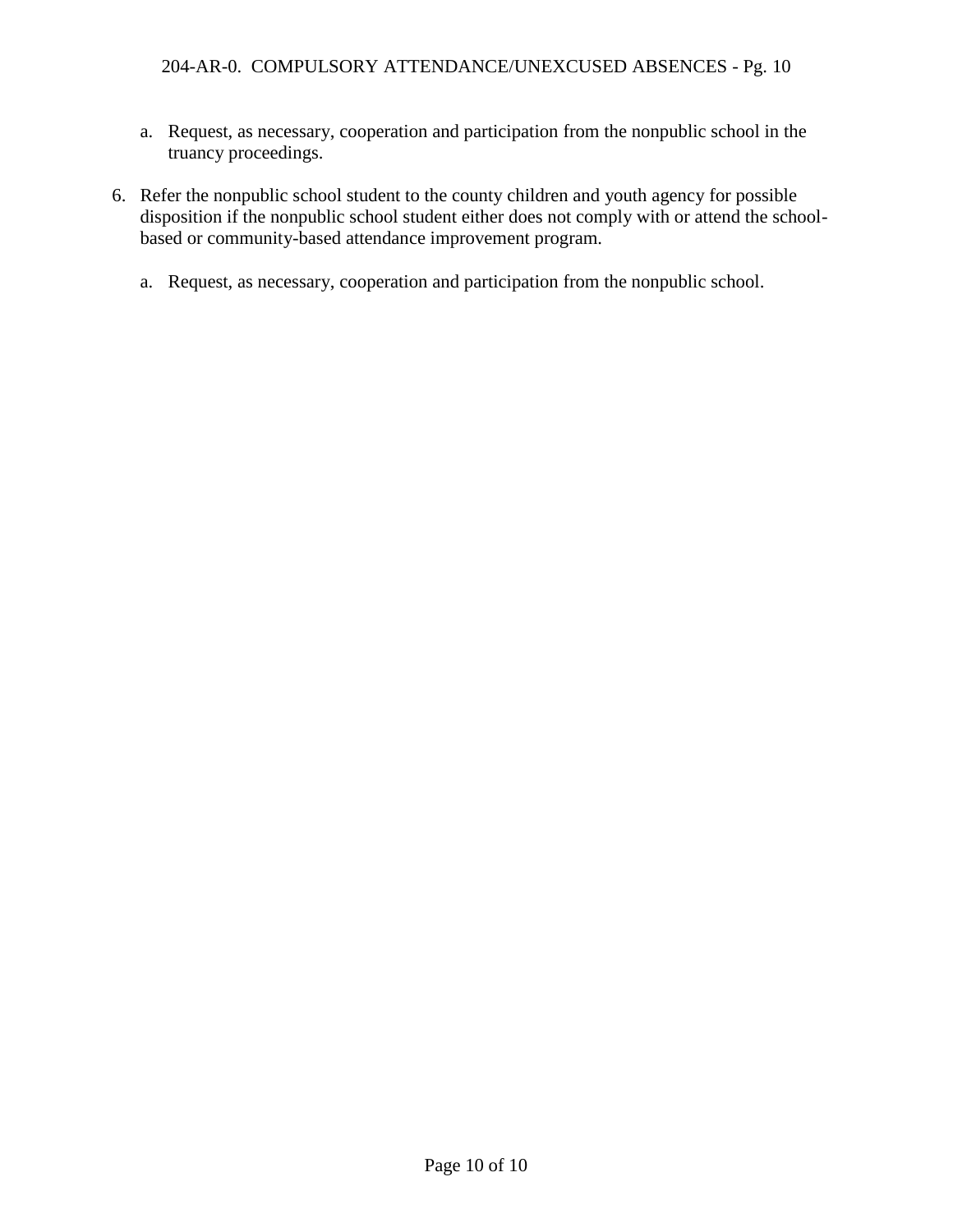a. Request, as necessary, cooperation and participation from the nonpublic school in the truancy proceedings.

6. Refer the nonpublic school student to the county children and youth agency for possible disposition if the nonpublic school student either does not comply with or attend the school-based or community-based attendance improvement program.

   a. Request, as necessary, cooperation and participation from the nonpublic school.